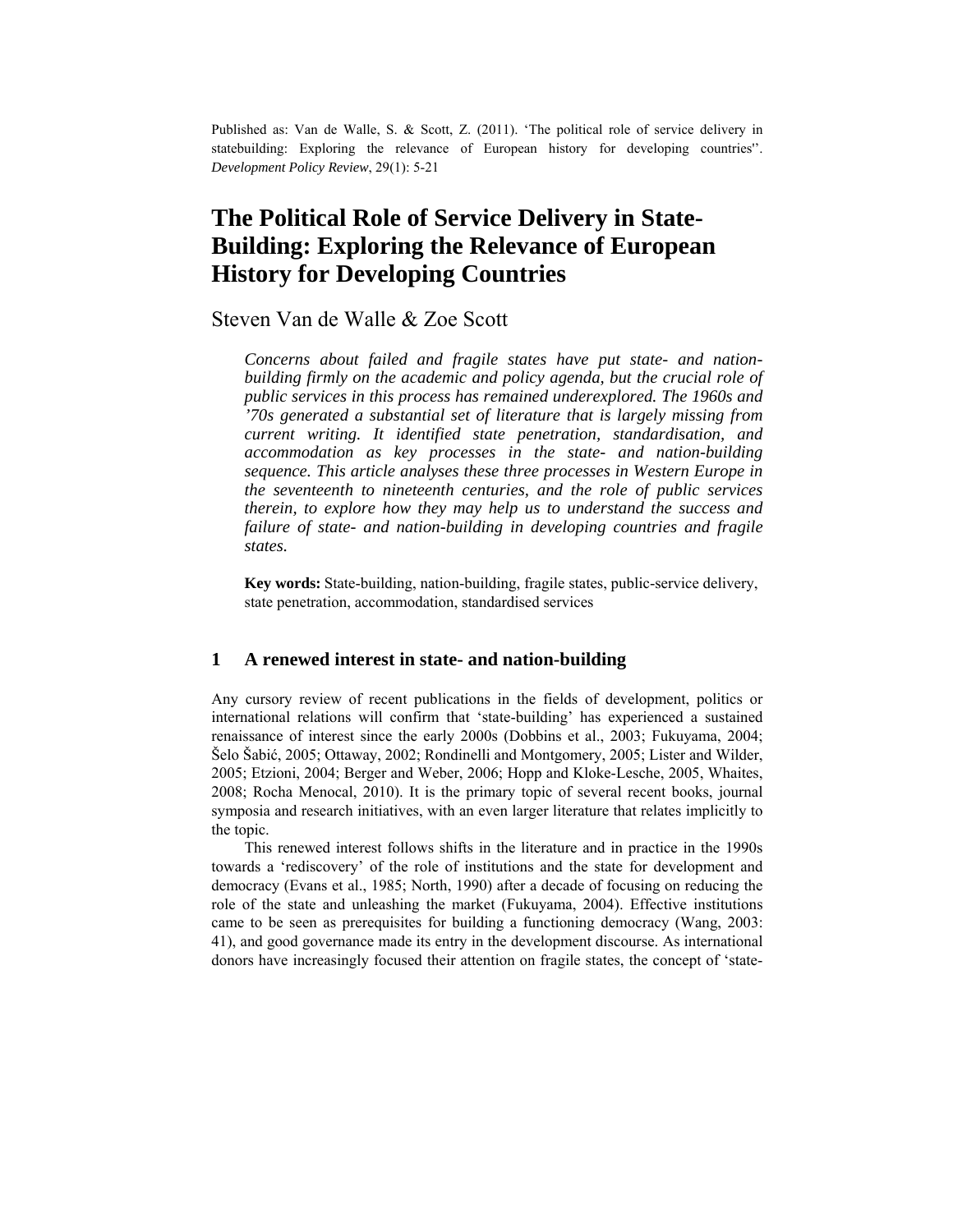Published as: Van de Walle, S. & Scott, Z. (2011). 'The political role of service delivery in statebuilding: Exploring the relevance of European history for developing countries''. *Development Policy Review*, 29(1): 5-21

# The Political Role of Service Delivery in State-Building: Exploring the Relevance of European History for Developing Countries

Steven Van de Walle & Zoe Scott

*Concerns about failed and fragile states have put state- and nation-building firmly on the academic and policy agenda, but the crucial role of public services in this process has remained underexplored. The 1960s and '70s generated a substantial set of literature that is largely missing from current writing. It identified state penetration, standardisation, and accommodation as key processes in the state- and nation-building sequence. This article analyses these three processes in Western Europe in the seventeenth to nineteenth centuries, and the role of public services therein, to explore how they may help us to understand the success and failure of state- and nation-building in developing countries and fragile states.*

**Key words:** State-building, nation-building, fragile states, public-service delivery, state penetration, accommodation, standardised services

## 1 A renewed interest in state- and nation-building

Any cursory review of recent publications in the fields of development, politics or international relations will confirm that 'state-building' has experienced a sustained renaissance of interest since the early 2000s (Dobbins et al., 2003; Fukuyama, 2004; Šelo Šabić, 2005; Ottaway, 2002; Rondinelli and Montgomery, 2005; Lister and Wilder, 2005; Etzioni, 2004; Berger and Weber, 2006; Hopp and Kloke-Lesche, 2005, Whaites, 2008; Rocha Menocal, 2010). It is the primary topic of several recent books, journal symposia and research initiatives, with an even larger literature that relates implicitly to the topic.

This renewed interest follows shifts in the literature and in practice in the 1990s towards a 'rediscovery' of the role of institutions and the state for development and democracy (Evans et al., 1985; North, 1990) after a decade of focusing on reducing the role of the state and unleashing the market (Fukuyama, 2004). Effective institutions came to be seen as prerequisites for building a functioning democracy (Wang, 2003: 41), and good governance made its entry in the development discourse. As international donors have increasingly focused their attention on fragile states, the concept of 'state-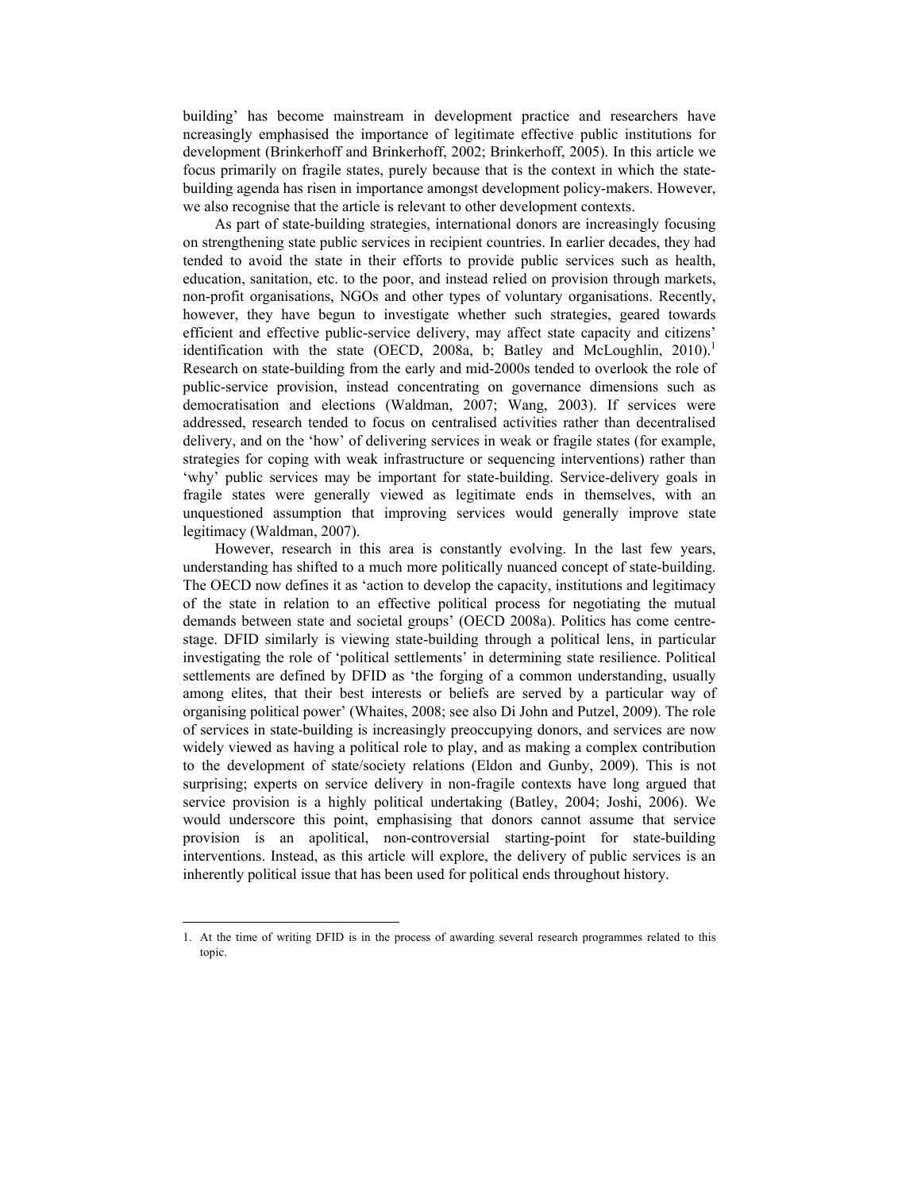building' has become mainstream in development practice and researchers have ncreasingly emphasised the importance of legitimate effective public institutions for development (Brinkerhoff and Brinkerhoff, 2002; Brinkerhoff, 2005). In this article we focus primarily on fragile states, purely because that is the context in which the state-building agenda has risen in importance amongst development policy-makers. However, we also recognise that the article is relevant to other development contexts.

As part of state-building strategies, international donors are increasingly focusing on strengthening state public services in recipient countries. In earlier decades, they had tended to avoid the state in their efforts to provide public services such as health, education, sanitation, etc. to the poor, and instead relied on provision through markets, non-profit organisations, NGOs and other types of voluntary organisations. Recently, however, they have begun to investigate whether such strategies, geared towards efficient and effective public-service delivery, may affect state capacity and citizens' identification with the state (OECD, 2008a, b; Batley and McLoughlin, 2010).[1] Research on state-building from the early and mid-2000s tended to overlook the role of public-service provision, instead concentrating on governance dimensions such as democratisation and elections (Waldman, 2007; Wang, 2003). If services were addressed, research tended to focus on centralised activities rather than decentralised delivery, and on the 'how' of delivering services in weak or fragile states (for example, strategies for coping with weak infrastructure or sequencing interventions) rather than 'why' public services may be important for state-building. Service-delivery goals in fragile states were generally viewed as legitimate ends in themselves, with an unquestioned assumption that improving services would generally improve state legitimacy (Waldman, 2007).

However, research in this area is constantly evolving. In the last few years, understanding has shifted to a much more politically nuanced concept of state-building. The OECD now defines it as 'action to develop the capacity, institutions and legitimacy of the state in relation to an effective political process for negotiating the mutual demands between state and societal groups' (OECD 2008a). Politics has come centre-stage. DFID similarly is viewing state-building through a political lens, in particular investigating the role of 'political settlements' in determining state resilience. Political settlements are defined by DFID as 'the forging of a common understanding, usually among elites, that their best interests or beliefs are served by a particular way of organising political power' (Whaites, 2008; see also Di John and Putzel, 2009). The role of services in state-building is increasingly preoccupying donors, and services are now widely viewed as having a political role to play, and as making a complex contribution to the development of state/society relations (Eldon and Gunby, 2009). This is not surprising; experts on service delivery in non-fragile contexts have long argued that service provision is a highly political undertaking (Batley, 2004; Joshi, 2006). We would underscore this point, emphasising that donors cannot assume that service provision is an apolitical, non-controversial starting-point for state-building interventions. Instead, as this article will explore, the delivery of public services is an inherently political issue that has been used for political ends throughout history.

---

1. At the time of writing DFID is in the process of awarding several research programmes related to this topic.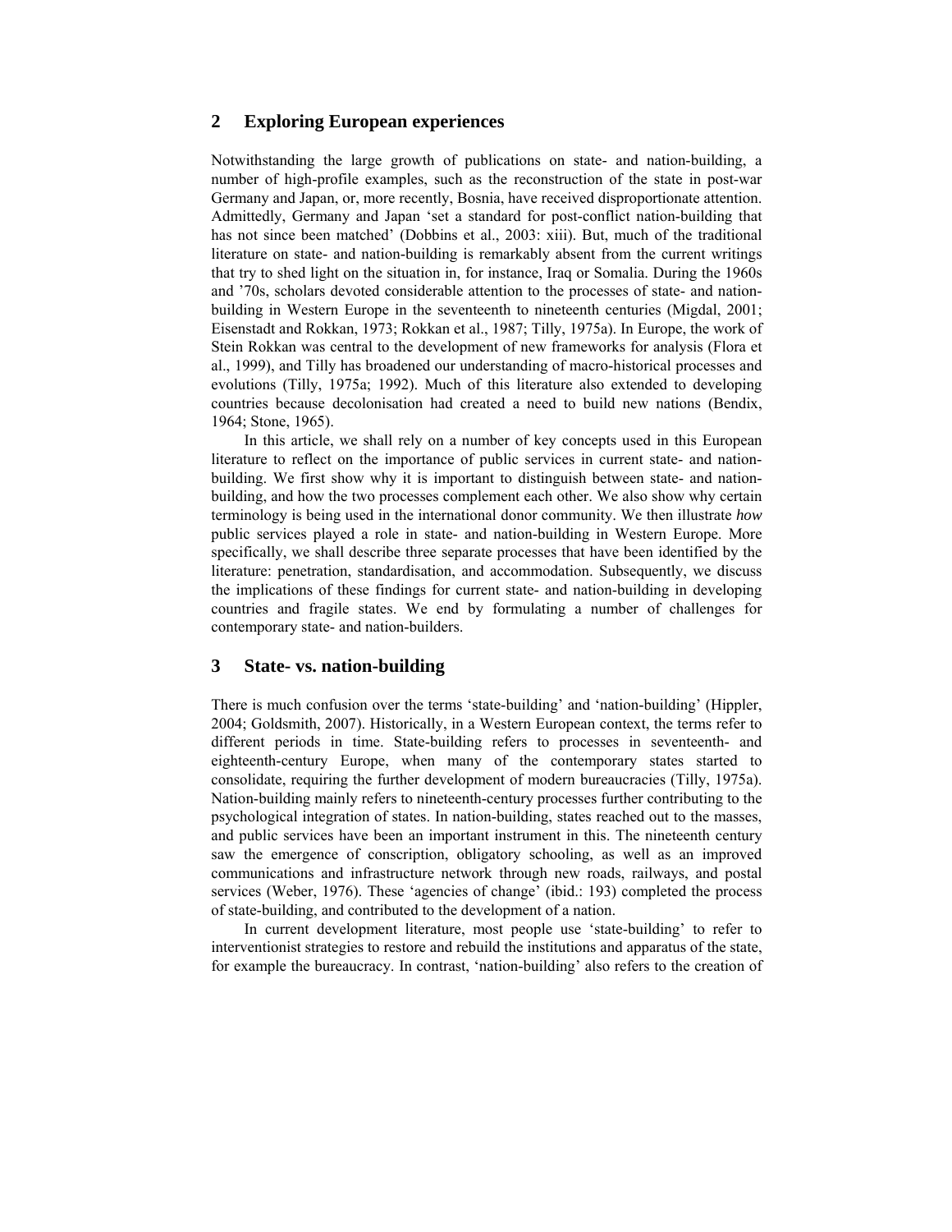## 2 Exploring European experiences

Notwithstanding the large growth of publications on state- and nation-building, a number of high-profile examples, such as the reconstruction of the state in post-war Germany and Japan, or, more recently, Bosnia, have received disproportionate attention. Admittedly, Germany and Japan 'set a standard for post-conflict nation-building that has not since been matched' (Dobbins et al., 2003: xiii). But, much of the traditional literature on state- and nation-building is remarkably absent from the current writings that try to shed light on the situation in, for instance, Iraq or Somalia. During the 1960s and '70s, scholars devoted considerable attention to the processes of state- and nation-building in Western Europe in the seventeenth to nineteenth centuries (Migdal, 2001; Eisenstadt and Rokkan, 1973; Rokkan et al., 1987; Tilly, 1975a). In Europe, the work of Stein Rokkan was central to the development of new frameworks for analysis (Flora et al., 1999), and Tilly has broadened our understanding of macro-historical processes and evolutions (Tilly, 1975a; 1992). Much of this literature also extended to developing countries because decolonisation had created a need to build new nations (Bendix, 1964; Stone, 1965).

In this article, we shall rely on a number of key concepts used in this European literature to reflect on the importance of public services in current state- and nation-building. We first show why it is important to distinguish between state- and nation-building, and how the two processes complement each other. We also show why certain terminology is being used in the international donor community. We then illustrate *how* public services played a role in state- and nation-building in Western Europe. More specifically, we shall describe three separate processes that have been identified by the literature: penetration, standardisation, and accommodation. Subsequently, we discuss the implications of these findings for current state- and nation-building in developing countries and fragile states. We end by formulating a number of challenges for contemporary state- and nation-builders.

## 3 State- vs. nation-building

There is much confusion over the terms 'state-building' and 'nation-building' (Hippler, 2004; Goldsmith, 2007). Historically, in a Western European context, the terms refer to different periods in time. State-building refers to processes in seventeenth- and eighteenth-century Europe, when many of the contemporary states started to consolidate, requiring the further development of modern bureaucracies (Tilly, 1975a). Nation-building mainly refers to nineteenth-century processes further contributing to the psychological integration of states. In nation-building, states reached out to the masses, and public services have been an important instrument in this. The nineteenth century saw the emergence of conscription, obligatory schooling, as well as an improved communications and infrastructure network through new roads, railways, and postal services (Weber, 1976). These 'agencies of change' (ibid.: 193) completed the process of state-building, and contributed to the development of a nation.

In current development literature, most people use 'state-building' to refer to interventionist strategies to restore and rebuild the institutions and apparatus of the state, for example the bureaucracy. In contrast, 'nation-building' also refers to the creation of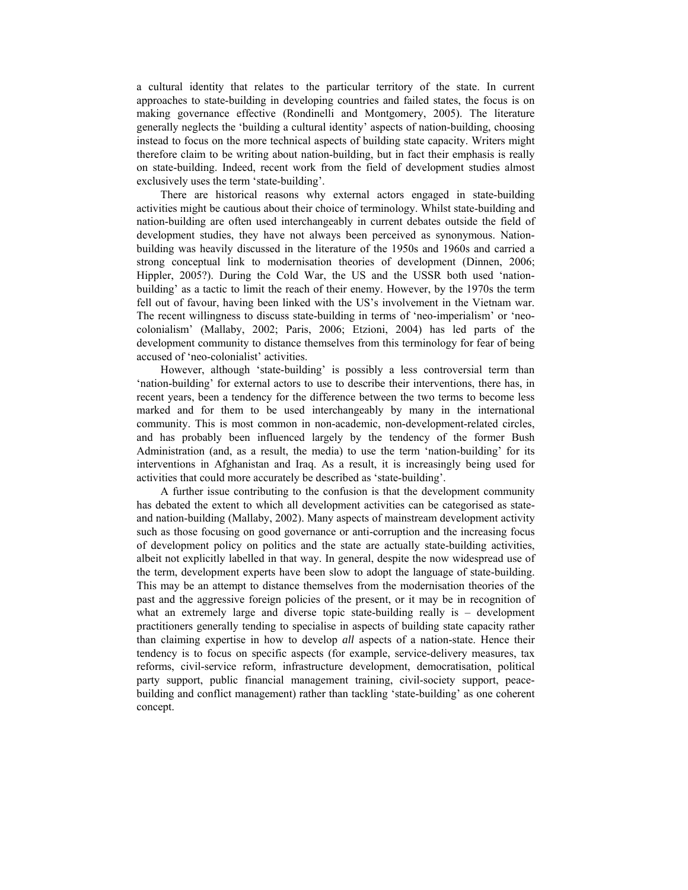a cultural identity that relates to the particular territory of the state. In current approaches to state-building in developing countries and failed states, the focus is on making governance effective (Rondinelli and Montgomery, 2005). The literature generally neglects the 'building a cultural identity' aspects of nation-building, choosing instead to focus on the more technical aspects of building state capacity. Writers might therefore claim to be writing about nation-building, but in fact their emphasis is really on state-building. Indeed, recent work from the field of development studies almost exclusively uses the term 'state-building'.

There are historical reasons why external actors engaged in state-building activities might be cautious about their choice of terminology. Whilst state-building and nation-building are often used interchangeably in current debates outside the field of development studies, they have not always been perceived as synonymous. Nation-building was heavily discussed in the literature of the 1950s and 1960s and carried a strong conceptual link to modernisation theories of development (Dinnen, 2006; Hippler, 2005?). During the Cold War, the US and the USSR both used 'nation-building' as a tactic to limit the reach of their enemy. However, by the 1970s the term fell out of favour, having been linked with the US's involvement in the Vietnam war. The recent willingness to discuss state-building in terms of 'neo-imperialism' or 'neo-colonialism' (Mallaby, 2002; Paris, 2006; Etzioni, 2004) has led parts of the development community to distance themselves from this terminology for fear of being accused of 'neo-colonialist' activities.

However, although 'state-building' is possibly a less controversial term than 'nation-building' for external actors to use to describe their interventions, there has, in recent years, been a tendency for the difference between the two terms to become less marked and for them to be used interchangeably by many in the international community. This is most common in non-academic, non-development-related circles, and has probably been influenced largely by the tendency of the former Bush Administration (and, as a result, the media) to use the term 'nation-building' for its interventions in Afghanistan and Iraq. As a result, it is increasingly being used for activities that could more accurately be described as 'state-building'.

A further issue contributing to the confusion is that the development community has debated the extent to which all development activities can be categorised as state- and nation-building (Mallaby, 2002). Many aspects of mainstream development activity such as those focusing on good governance or anti-corruption and the increasing focus of development policy on politics and the state are actually state-building activities, albeit not explicitly labelled in that way. In general, despite the now widespread use of the term, development experts have been slow to adopt the language of state-building. This may be an attempt to distance themselves from the modernisation theories of the past and the aggressive foreign policies of the present, or it may be in recognition of what an extremely large and diverse topic state-building really is – development practitioners generally tending to specialise in aspects of building state capacity rather than claiming expertise in how to develop *all* aspects of a nation-state. Hence their tendency is to focus on specific aspects (for example, service-delivery measures, tax reforms, civil-service reform, infrastructure development, democratisation, political party support, public financial management training, civil-society support, peace-building and conflict management) rather than tackling 'state-building' as one coherent concept.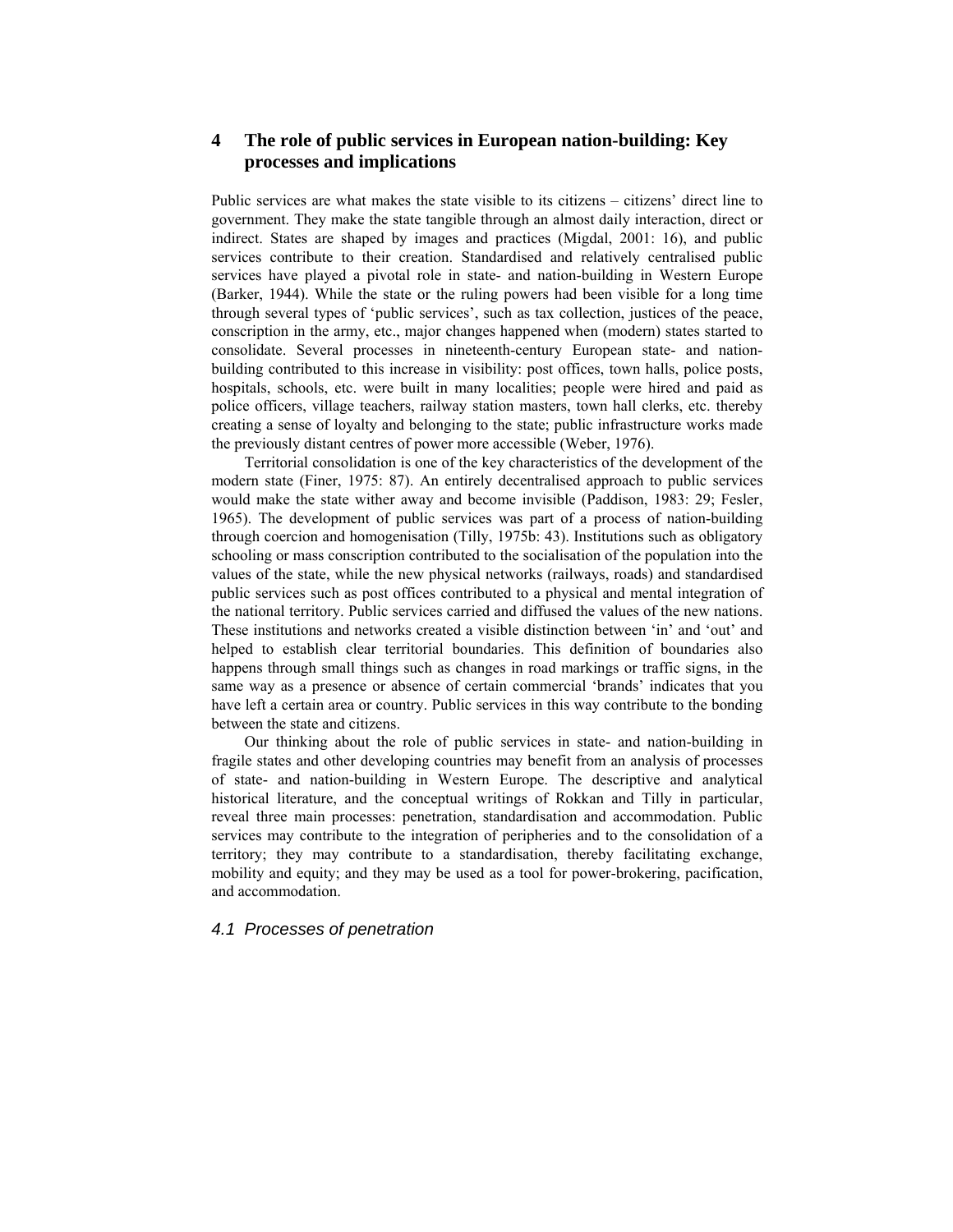## 4 The role of public services in European nation-building: Key processes and implications

Public services are what makes the state visible to its citizens – citizens' direct line to government. They make the state tangible through an almost daily interaction, direct or indirect. States are shaped by images and practices (Migdal, 2001: 16), and public services contribute to their creation. Standardised and relatively centralised public services have played a pivotal role in state- and nation-building in Western Europe (Barker, 1944). While the state or the ruling powers had been visible for a long time through several types of 'public services', such as tax collection, justices of the peace, conscription in the army, etc., major changes happened when (modern) states started to consolidate. Several processes in nineteenth-century European state- and nation-building contributed to this increase in visibility: post offices, town halls, police posts, hospitals, schools, etc. were built in many localities; people were hired and paid as police officers, village teachers, railway station masters, town hall clerks, etc. thereby creating a sense of loyalty and belonging to the state; public infrastructure works made the previously distant centres of power more accessible (Weber, 1976).

Territorial consolidation is one of the key characteristics of the development of the modern state (Finer, 1975: 87). An entirely decentralised approach to public services would make the state wither away and become invisible (Paddison, 1983: 29; Fesler, 1965). The development of public services was part of a process of nation-building through coercion and homogenisation (Tilly, 1975b: 43). Institutions such as obligatory schooling or mass conscription contributed to the socialisation of the population into the values of the state, while the new physical networks (railways, roads) and standardised public services such as post offices contributed to a physical and mental integration of the national territory. Public services carried and diffused the values of the new nations. These institutions and networks created a visible distinction between 'in' and 'out' and helped to establish clear territorial boundaries. This definition of boundaries also happens through small things such as changes in road markings or traffic signs, in the same way as a presence or absence of certain commercial 'brands' indicates that you have left a certain area or country. Public services in this way contribute to the bonding between the state and citizens.

Our thinking about the role of public services in state- and nation-building in fragile states and other developing countries may benefit from an analysis of processes of state- and nation-building in Western Europe. The descriptive and analytical historical literature, and the conceptual writings of Rokkan and Tilly in particular, reveal three main processes: penetration, standardisation and accommodation. Public services may contribute to the integration of peripheries and to the consolidation of a territory; they may contribute to a standardisation, thereby facilitating exchange, mobility and equity; and they may be used as a tool for power-brokering, pacification, and accommodation.

### 4.1 Processes of penetration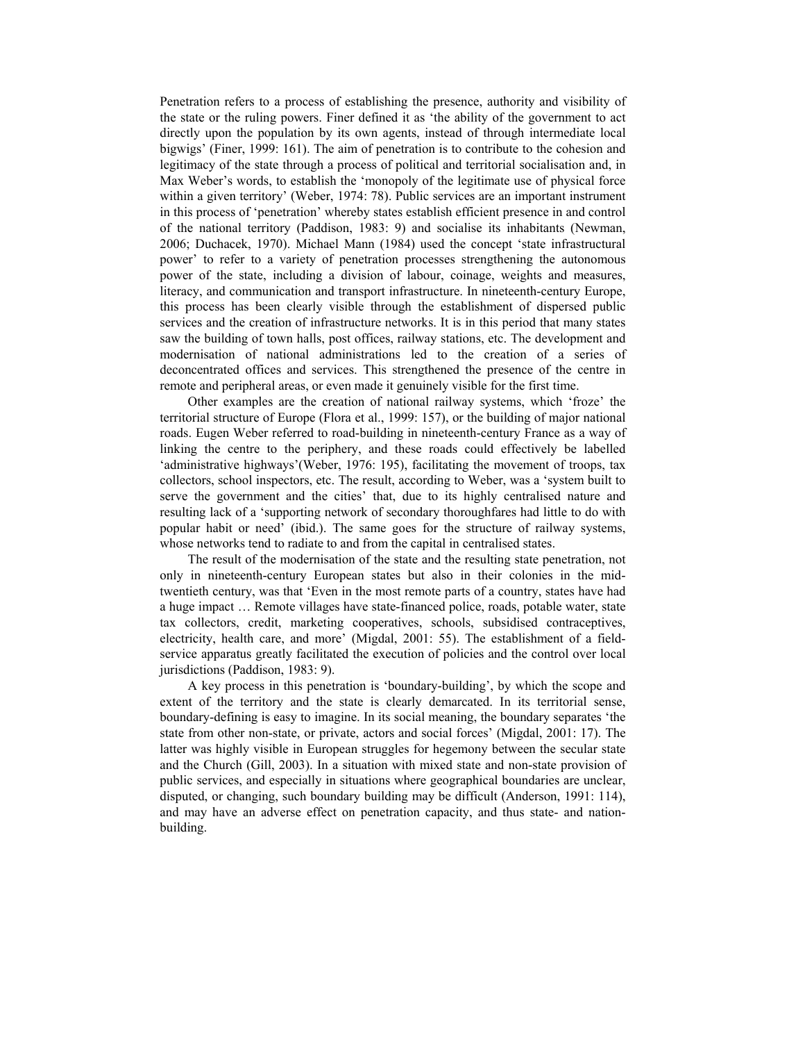Penetration refers to a process of establishing the presence, authority and visibility of the state or the ruling powers. Finer defined it as 'the ability of the government to act directly upon the population by its own agents, instead of through intermediate local bigwigs' (Finer, 1999: 161). The aim of penetration is to contribute to the cohesion and legitimacy of the state through a process of political and territorial socialisation and, in Max Weber's words, to establish the 'monopoly of the legitimate use of physical force within a given territory' (Weber, 1974: 78). Public services are an important instrument in this process of 'penetration' whereby states establish efficient presence in and control of the national territory (Paddison, 1983: 9) and socialise its inhabitants (Newman, 2006; Duchacek, 1970). Michael Mann (1984) used the concept 'state infrastructural power' to refer to a variety of penetration processes strengthening the autonomous power of the state, including a division of labour, coinage, weights and measures, literacy, and communication and transport infrastructure. In nineteenth-century Europe, this process has been clearly visible through the establishment of dispersed public services and the creation of infrastructure networks. It is in this period that many states saw the building of town halls, post offices, railway stations, etc. The development and modernisation of national administrations led to the creation of a series of deconcentrated offices and services. This strengthened the presence of the centre in remote and peripheral areas, or even made it genuinely visible for the first time.

Other examples are the creation of national railway systems, which 'froze' the territorial structure of Europe (Flora et al., 1999: 157), or the building of major national roads. Eugen Weber referred to road-building in nineteenth-century France as a way of linking the centre to the periphery, and these roads could effectively be labelled 'administrative highways'(Weber, 1976: 195), facilitating the movement of troops, tax collectors, school inspectors, etc. The result, according to Weber, was a 'system built to serve the government and the cities' that, due to its highly centralised nature and resulting lack of a 'supporting network of secondary thoroughfares had little to do with popular habit or need' (ibid.). The same goes for the structure of railway systems, whose networks tend to radiate to and from the capital in centralised states.

The result of the modernisation of the state and the resulting state penetration, not only in nineteenth-century European states but also in their colonies in the mid-twentieth century, was that 'Even in the most remote parts of a country, states have had a huge impact … Remote villages have state-financed police, roads, potable water, state tax collectors, credit, marketing cooperatives, schools, subsidised contraceptives, electricity, health care, and more' (Migdal, 2001: 55). The establishment of a field-service apparatus greatly facilitated the execution of policies and the control over local jurisdictions (Paddison, 1983: 9).

A key process in this penetration is 'boundary-building', by which the scope and extent of the territory and the state is clearly demarcated. In its territorial sense, boundary-defining is easy to imagine. In its social meaning, the boundary separates 'the state from other non-state, or private, actors and social forces' (Migdal, 2001: 17). The latter was highly visible in European struggles for hegemony between the secular state and the Church (Gill, 2003). In a situation with mixed state and non-state provision of public services, and especially in situations where geographical boundaries are unclear, disputed, or changing, such boundary building may be difficult (Anderson, 1991: 114), and may have an adverse effect on penetration capacity, and thus state- and nation-building.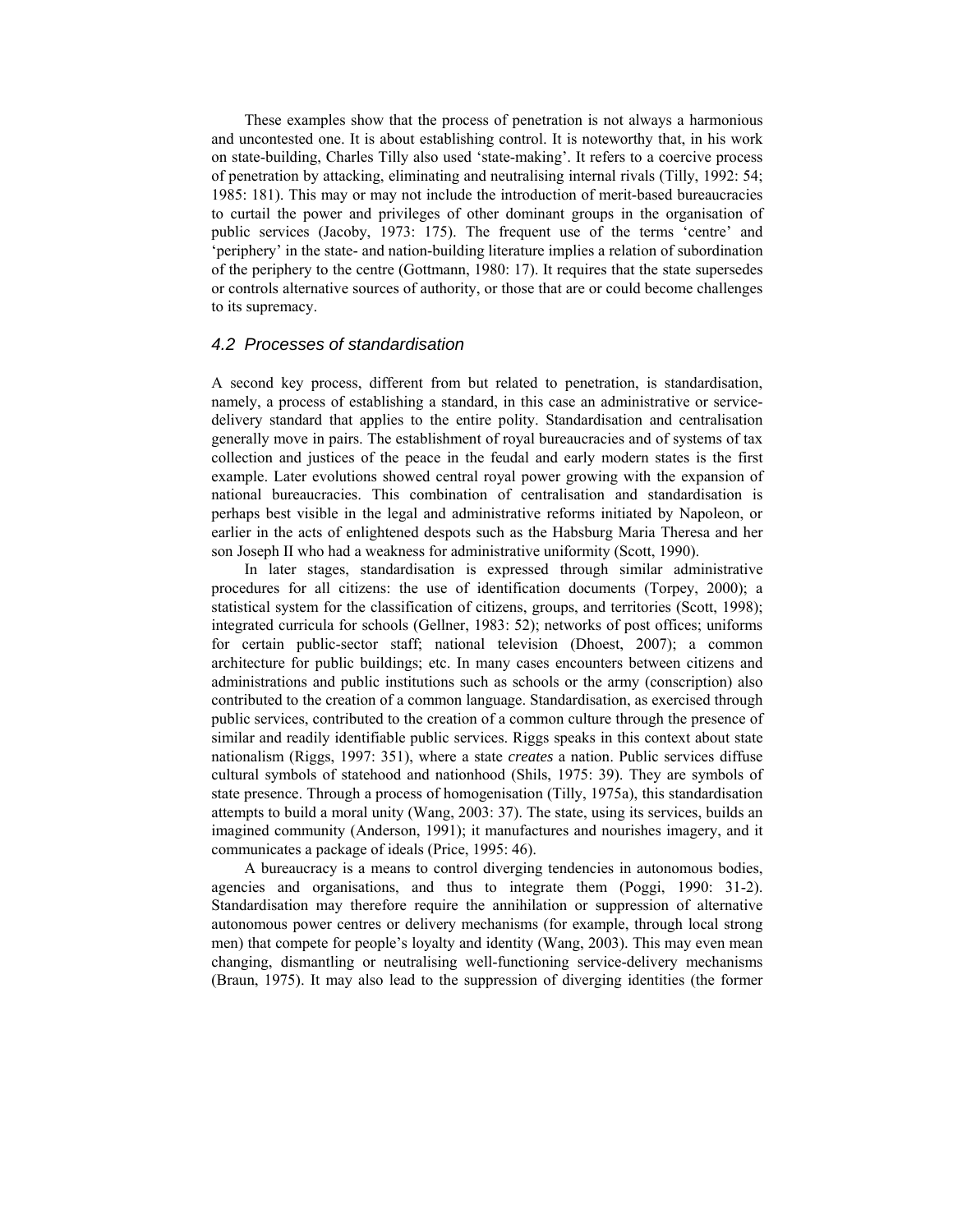These examples show that the process of penetration is not always a harmonious and uncontested one. It is about establishing control. It is noteworthy that, in his work on state-building, Charles Tilly also used 'state-making'. It refers to a coercive process of penetration by attacking, eliminating and neutralising internal rivals (Tilly, 1992: 54; 1985: 181). This may or may not include the introduction of merit-based bureaucracies to curtail the power and privileges of other dominant groups in the organisation of public services (Jacoby, 1973: 175). The frequent use of the terms 'centre' and 'periphery' in the state- and nation-building literature implies a relation of subordination of the periphery to the centre (Gottmann, 1980: 17). It requires that the state supersedes or controls alternative sources of authority, or those that are or could become challenges to its supremacy.

### *4.2 Processes of standardisation*

A second key process, different from but related to penetration, is standardisation, namely, a process of establishing a standard, in this case an administrative or service-delivery standard that applies to the entire polity. Standardisation and centralisation generally move in pairs. The establishment of royal bureaucracies and of systems of tax collection and justices of the peace in the feudal and early modern states is the first example. Later evolutions showed central royal power growing with the expansion of national bureaucracies. This combination of centralisation and standardisation is perhaps best visible in the legal and administrative reforms initiated by Napoleon, or earlier in the acts of enlightened despots such as the Habsburg Maria Theresa and her son Joseph II who had a weakness for administrative uniformity (Scott, 1990).

In later stages, standardisation is expressed through similar administrative procedures for all citizens: the use of identification documents (Torpey, 2000); a statistical system for the classification of citizens, groups, and territories (Scott, 1998); integrated curricula for schools (Gellner, 1983: 52); networks of post offices; uniforms for certain public-sector staff; national television (Dhoest, 2007); a common architecture for public buildings; etc. In many cases encounters between citizens and administrations and public institutions such as schools or the army (conscription) also contributed to the creation of a common language. Standardisation, as exercised through public services, contributed to the creation of a common culture through the presence of similar and readily identifiable public services. Riggs speaks in this context about state nationalism (Riggs, 1997: 351), where a state *creates* a nation. Public services diffuse cultural symbols of statehood and nationhood (Shils, 1975: 39). They are symbols of state presence. Through a process of homogenisation (Tilly, 1975a), this standardisation attempts to build a moral unity (Wang, 2003: 37). The state, using its services, builds an imagined community (Anderson, 1991); it manufactures and nourishes imagery, and it communicates a package of ideals (Price, 1995: 46).

A bureaucracy is a means to control diverging tendencies in autonomous bodies, agencies and organisations, and thus to integrate them (Poggi, 1990: 31-2). Standardisation may therefore require the annihilation or suppression of alternative autonomous power centres or delivery mechanisms (for example, through local strong men) that compete for people's loyalty and identity (Wang, 2003). This may even mean changing, dismantling or neutralising well-functioning service-delivery mechanisms (Braun, 1975). It may also lead to the suppression of diverging identities (the former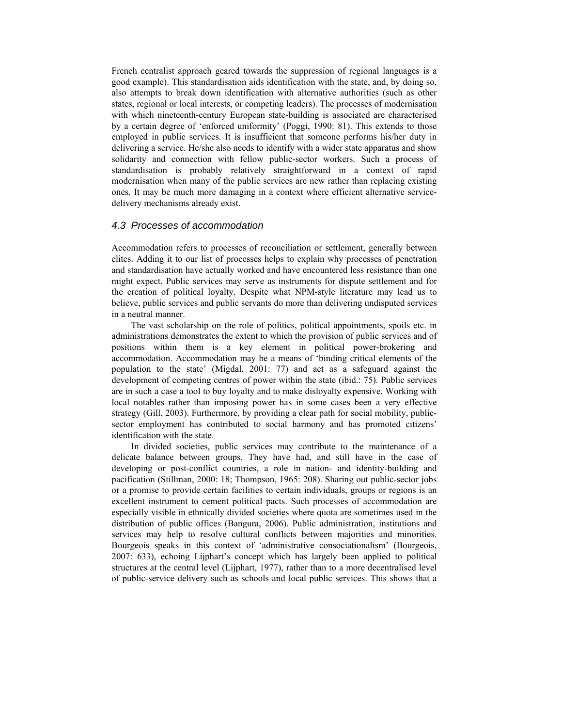French centralist approach geared towards the suppression of regional languages is a good example). This standardisation aids identification with the state, and, by doing so, also attempts to break down identification with alternative authorities (such as other states, regional or local interests, or competing leaders). The processes of modernisation with which nineteenth-century European state-building is associated are characterised by a certain degree of 'enforced uniformity' (Poggi, 1990: 81). This extends to those employed in public services. It is insufficient that someone performs his/her duty in delivering a service. He/she also needs to identify with a wider state apparatus and show solidarity and connection with fellow public-sector workers. Such a process of standardisation is probably relatively straightforward in a context of rapid modernisation when many of the public services are new rather than replacing existing ones. It may be much more damaging in a context where efficient alternative service-delivery mechanisms already exist.

### *4.3 Processes of accommodation*

Accommodation refers to processes of reconciliation or settlement, generally between elites. Adding it to our list of processes helps to explain why processes of penetration and standardisation have actually worked and have encountered less resistance than one might expect. Public services may serve as instruments for dispute settlement and for the creation of political loyalty. Despite what NPM-style literature may lead us to believe, public services and public servants do more than delivering undisputed services in a neutral manner.

The vast scholarship on the role of politics, political appointments, spoils etc. in administrations demonstrates the extent to which the provision of public services and of positions within them is a key element in political power-brokering and accommodation. Accommodation may be a means of 'binding critical elements of the population to the state' (Migdal, 2001: 77) and act as a safeguard against the development of competing centres of power within the state (ibid.: 75). Public services are in such a case a tool to buy loyalty and to make disloyalty expensive. Working with local notables rather than imposing power has in some cases been a very effective strategy (Gill, 2003). Furthermore, by providing a clear path for social mobility, public-sector employment has contributed to social harmony and has promoted citizens' identification with the state.

In divided societies, public services may contribute to the maintenance of a delicate balance between groups. They have had, and still have in the case of developing or post-conflict countries, a role in nation- and identity-building and pacification (Stillman, 2000: 18; Thompson, 1965: 208). Sharing out public-sector jobs or a promise to provide certain facilities to certain individuals, groups or regions is an excellent instrument to cement political pacts. Such processes of accommodation are especially visible in ethnically divided societies where quota are sometimes used in the distribution of public offices (Bangura, 2006). Public administration, institutions and services may help to resolve cultural conflicts between majorities and minorities. Bourgeois speaks in this context of 'administrative consociationalism' (Bourgeois, 2007: 633), echoing Lijphart's concept which has largely been applied to political structures at the central level (Lijphart, 1977), rather than to a more decentralised level of public-service delivery such as schools and local public services. This shows that a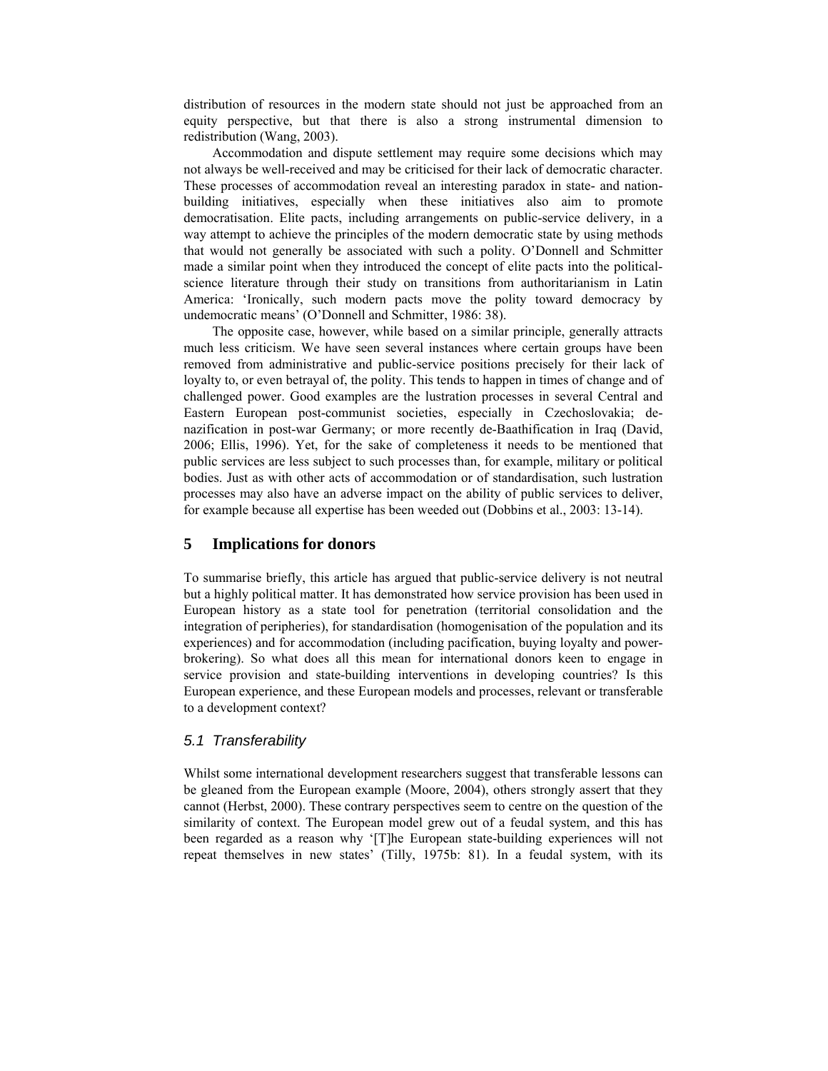distribution of resources in the modern state should not just be approached from an equity perspective, but that there is also a strong instrumental dimension to redistribution (Wang, 2003).

Accommodation and dispute settlement may require some decisions which may not always be well-received and may be criticised for their lack of democratic character. These processes of accommodation reveal an interesting paradox in state- and nation-building initiatives, especially when these initiatives also aim to promote democratisation. Elite pacts, including arrangements on public-service delivery, in a way attempt to achieve the principles of the modern democratic state by using methods that would not generally be associated with such a polity. O'Donnell and Schmitter made a similar point when they introduced the concept of elite pacts into the political-science literature through their study on transitions from authoritarianism in Latin America: 'Ironically, such modern pacts move the polity toward democracy by undemocratic means' (O'Donnell and Schmitter, 1986: 38).

The opposite case, however, while based on a similar principle, generally attracts much less criticism. We have seen several instances where certain groups have been removed from administrative and public-service positions precisely for their lack of loyalty to, or even betrayal of, the polity. This tends to happen in times of change and of challenged power. Good examples are the lustration processes in several Central and Eastern European post-communist societies, especially in Czechoslovakia; de-nazification in post-war Germany; or more recently de-Baathification in Iraq (David, 2006; Ellis, 1996). Yet, for the sake of completeness it needs to be mentioned that public services are less subject to such processes than, for example, military or political bodies. Just as with other acts of accommodation or of standardisation, such lustration processes may also have an adverse impact on the ability of public services to deliver, for example because all expertise has been weeded out (Dobbins et al., 2003: 13-14).

## 5 Implications for donors

To summarise briefly, this article has argued that public-service delivery is not neutral but a highly political matter. It has demonstrated how service provision has been used in European history as a state tool for penetration (territorial consolidation and the integration of peripheries), for standardisation (homogenisation of the population and its experiences) and for accommodation (including pacification, buying loyalty and power-brokering). So what does all this mean for international donors keen to engage in service provision and state-building interventions in developing countries? Is this European experience, and these European models and processes, relevant or transferable to a development context?

### *5.1 Transferability*

Whilst some international development researchers suggest that transferable lessons can be gleaned from the European example (Moore, 2004), others strongly assert that they cannot (Herbst, 2000). These contrary perspectives seem to centre on the question of the similarity of context. The European model grew out of a feudal system, and this has been regarded as a reason why '[T]he European state-building experiences will not repeat themselves in new states' (Tilly, 1975b: 81). In a feudal system, with its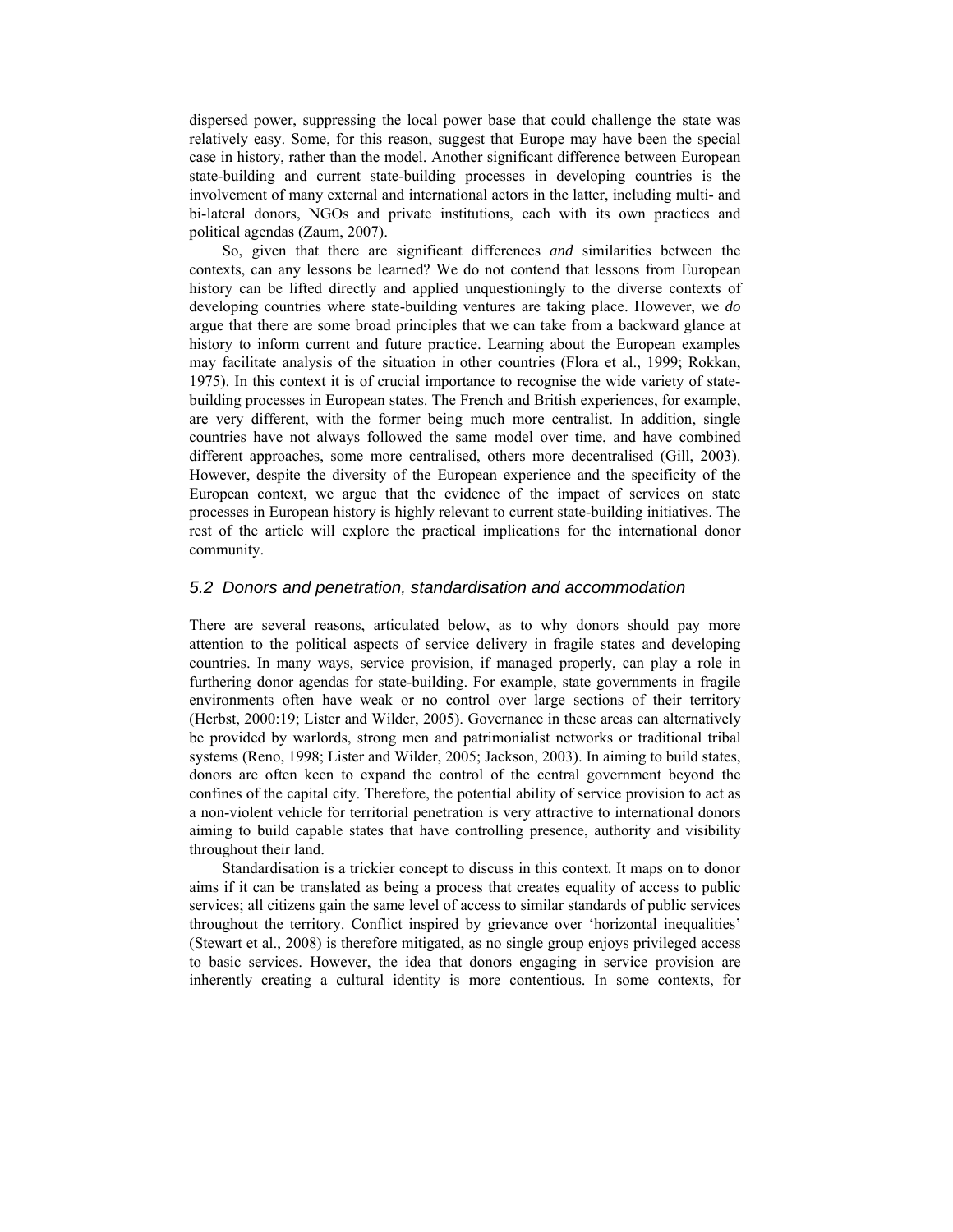dispersed power, suppressing the local power base that could challenge the state was relatively easy. Some, for this reason, suggest that Europe may have been the special case in history, rather than the model. Another significant difference between European state-building and current state-building processes in developing countries is the involvement of many external and international actors in the latter, including multi- and bi-lateral donors, NGOs and private institutions, each with its own practices and political agendas (Zaum, 2007).

So, given that there are significant differences *and* similarities between the contexts, can any lessons be learned? We do not contend that lessons from European history can be lifted directly and applied unquestioningly to the diverse contexts of developing countries where state-building ventures are taking place. However, we *do* argue that there are some broad principles that we can take from a backward glance at history to inform current and future practice. Learning about the European examples may facilitate analysis of the situation in other countries (Flora et al., 1999; Rokkan, 1975). In this context it is of crucial importance to recognise the wide variety of state-building processes in European states. The French and British experiences, for example, are very different, with the former being much more centralist. In addition, single countries have not always followed the same model over time, and have combined different approaches, some more centralised, others more decentralised (Gill, 2003). However, despite the diversity of the European experience and the specificity of the European context, we argue that the evidence of the impact of services on state processes in European history is highly relevant to current state-building initiatives. The rest of the article will explore the practical implications for the international donor community.

### *5.2 Donors and penetration, standardisation and accommodation*

There are several reasons, articulated below, as to why donors should pay more attention to the political aspects of service delivery in fragile states and developing countries. In many ways, service provision, if managed properly, can play a role in furthering donor agendas for state-building. For example, state governments in fragile environments often have weak or no control over large sections of their territory (Herbst, 2000:19; Lister and Wilder, 2005). Governance in these areas can alternatively be provided by warlords, strong men and patrimonialist networks or traditional tribal systems (Reno, 1998; Lister and Wilder, 2005; Jackson, 2003). In aiming to build states, donors are often keen to expand the control of the central government beyond the confines of the capital city. Therefore, the potential ability of service provision to act as a non-violent vehicle for territorial penetration is very attractive to international donors aiming to build capable states that have controlling presence, authority and visibility throughout their land.

Standardisation is a trickier concept to discuss in this context. It maps on to donor aims if it can be translated as being a process that creates equality of access to public services; all citizens gain the same level of access to similar standards of public services throughout the territory. Conflict inspired by grievance over 'horizontal inequalities' (Stewart et al., 2008) is therefore mitigated, as no single group enjoys privileged access to basic services. However, the idea that donors engaging in service provision are inherently creating a cultural identity is more contentious. In some contexts, for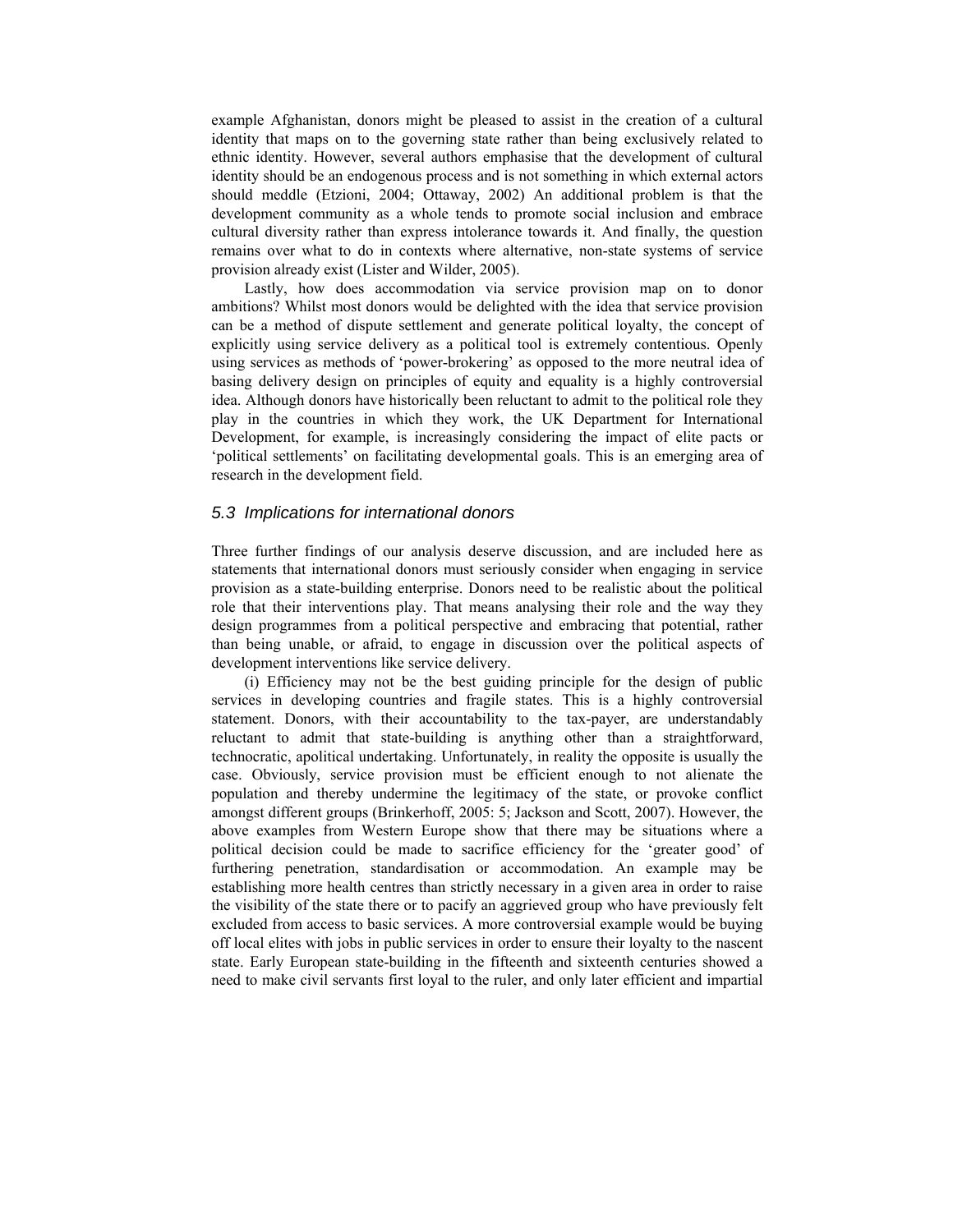example Afghanistan, donors might be pleased to assist in the creation of a cultural identity that maps on to the governing state rather than being exclusively related to ethnic identity. However, several authors emphasise that the development of cultural identity should be an endogenous process and is not something in which external actors should meddle (Etzioni, 2004; Ottaway, 2002) An additional problem is that the development community as a whole tends to promote social inclusion and embrace cultural diversity rather than express intolerance towards it. And finally, the question remains over what to do in contexts where alternative, non-state systems of service provision already exist (Lister and Wilder, 2005).

Lastly, how does accommodation via service provision map on to donor ambitions? Whilst most donors would be delighted with the idea that service provision can be a method of dispute settlement and generate political loyalty, the concept of explicitly using service delivery as a political tool is extremely contentious. Openly using services as methods of 'power-brokering' as opposed to the more neutral idea of basing delivery design on principles of equity and equality is a highly controversial idea. Although donors have historically been reluctant to admit to the political role they play in the countries in which they work, the UK Department for International Development, for example, is increasingly considering the impact of elite pacts or 'political settlements' on facilitating developmental goals. This is an emerging area of research in the development field.

### *5.3 Implications for international donors*

Three further findings of our analysis deserve discussion, and are included here as statements that international donors must seriously consider when engaging in service provision as a state-building enterprise. Donors need to be realistic about the political role that their interventions play. That means analysing their role and the way they design programmes from a political perspective and embracing that potential, rather than being unable, or afraid, to engage in discussion over the political aspects of development interventions like service delivery.

(i) Efficiency may not be the best guiding principle for the design of public services in developing countries and fragile states. This is a highly controversial statement. Donors, with their accountability to the tax-payer, are understandably reluctant to admit that state-building is anything other than a straightforward, technocratic, apolitical undertaking. Unfortunately, in reality the opposite is usually the case. Obviously, service provision must be efficient enough to not alienate the population and thereby undermine the legitimacy of the state, or provoke conflict amongst different groups (Brinkerhoff, 2005: 5; Jackson and Scott, 2007). However, the above examples from Western Europe show that there may be situations where a political decision could be made to sacrifice efficiency for the 'greater good' of furthering penetration, standardisation or accommodation. An example may be establishing more health centres than strictly necessary in a given area in order to raise the visibility of the state there or to pacify an aggrieved group who have previously felt excluded from access to basic services. A more controversial example would be buying off local elites with jobs in public services in order to ensure their loyalty to the nascent state. Early European state-building in the fifteenth and sixteenth centuries showed a need to make civil servants first loyal to the ruler, and only later efficient and impartial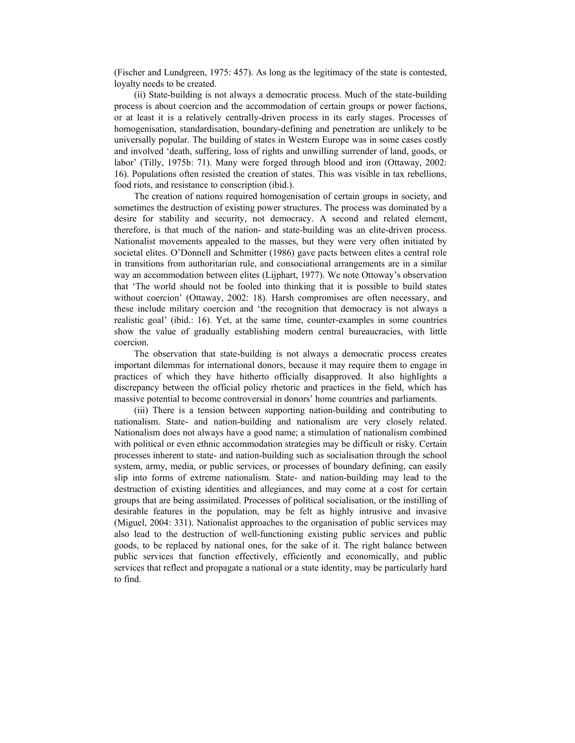(Fischer and Lundgreen, 1975: 457). As long as the legitimacy of the state is contested, loyalty needs to be created.

(ii) State-building is not always a democratic process. Much of the state-building process is about coercion and the accommodation of certain groups or power factions, or at least it is a relatively centrally-driven process in its early stages. Processes of homogenisation, standardisation, boundary-defining and penetration are unlikely to be universally popular. The building of states in Western Europe was in some cases costly and involved 'death, suffering, loss of rights and unwilling surrender of land, goods, or labor' (Tilly, 1975b: 71). Many were forged through blood and iron (Ottaway, 2002: 16). Populations often resisted the creation of states. This was visible in tax rebellions, food riots, and resistance to conscription (ibid.).

The creation of nations required homogenisation of certain groups in society, and sometimes the destruction of existing power structures. The process was dominated by a desire for stability and security, not democracy. A second and related element, therefore, is that much of the nation- and state-building was an elite-driven process. Nationalist movements appealed to the masses, but they were very often initiated by societal elites. O'Donnell and Schmitter (1986) gave pacts between elites a central role in transitions from authoritarian rule, and consociational arrangements are in a similar way an accommodation between elites (Lijphart, 1977). We note Ottoway's observation that 'The world should not be fooled into thinking that it is possible to build states without coercion' (Ottaway, 2002: 18). Harsh compromises are often necessary, and these include military coercion and 'the recognition that democracy is not always a realistic goal' (ibid.: 16). Yet, at the same time, counter-examples in some countries show the value of gradually establishing modern central bureaucracies, with little coercion.

The observation that state-building is not always a democratic process creates important dilemmas for international donors, because it may require them to engage in practices of which they have hitherto officially disapproved. It also highlights a discrepancy between the official policy rhetoric and practices in the field, which has massive potential to become controversial in donors' home countries and parliaments.

(iii) There is a tension between supporting nation-building and contributing to nationalism. State- and nation-building and nationalism are very closely related. Nationalism does not always have a good name; a stimulation of nationalism combined with political or even ethnic accommodation strategies may be difficult or risky. Certain processes inherent to state- and nation-building such as socialisation through the school system, army, media, or public services, or processes of boundary defining, can easily slip into forms of extreme nationalism. State- and nation-building may lead to the destruction of existing identities and allegiances, and may come at a cost for certain groups that are being assimilated. Processes of political socialisation, or the instilling of desirable features in the population, may be felt as highly intrusive and invasive (Miguel, 2004: 331). Nationalist approaches to the organisation of public services may also lead to the destruction of well-functioning existing public services and public goods, to be replaced by national ones, for the sake of it. The right balance between public services that function effectively, efficiently and economically, and public services that reflect and propagate a national or a state identity, may be particularly hard to find.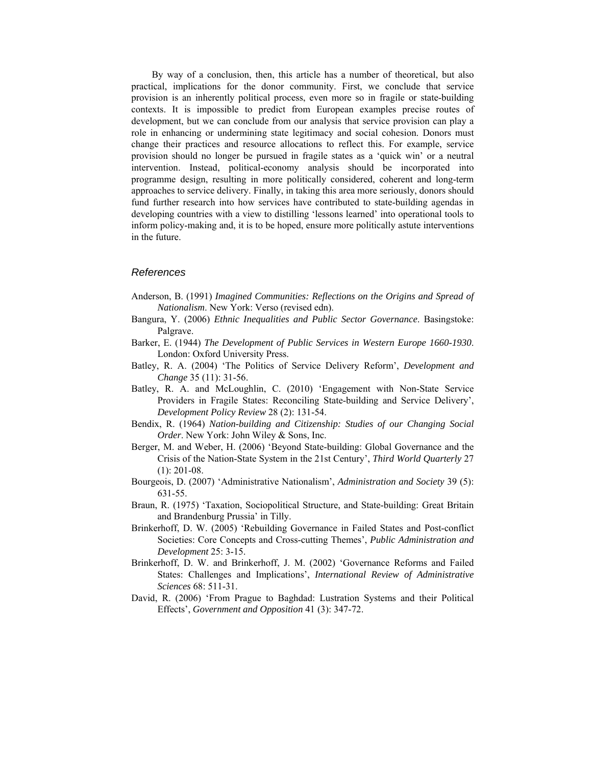By way of a conclusion, then, this article has a number of theoretical, but also practical, implications for the donor community. First, we conclude that service provision is an inherently political process, even more so in fragile or state-building contexts. It is impossible to predict from European examples precise routes of development, but we can conclude from our analysis that service provision can play a role in enhancing or undermining state legitimacy and social cohesion. Donors must change their practices and resource allocations to reflect this. For example, service provision should no longer be pursued in fragile states as a 'quick win' or a neutral intervention. Instead, political-economy analysis should be incorporated into programme design, resulting in more politically considered, coherent and long-term approaches to service delivery. Finally, in taking this area more seriously, donors should fund further research into how services have contributed to state-building agendas in developing countries with a view to distilling 'lessons learned' into operational tools to inform policy-making and, it is to be hoped, ensure more politically astute interventions in the future.

## *References*

Anderson, B. (1991) *Imagined Communities: Reflections on the Origins and Spread of Nationalism*. New York: Verso (revised edn).

Bangura, Y. (2006) *Ethnic Inequalities and Public Sector Governance*. Basingstoke: Palgrave.

Barker, E. (1944) *The Development of Public Services in Western Europe 1660-1930*. London: Oxford University Press.

Batley, R. A. (2004) 'The Politics of Service Delivery Reform', *Development and Change* 35 (11): 31-56.

Batley, R. A. and McLoughlin, C. (2010) 'Engagement with Non-State Service Providers in Fragile States: Reconciling State-building and Service Delivery', *Development Policy Review* 28 (2): 131-54.

Bendix, R. (1964) *Nation-building and Citizenship: Studies of our Changing Social Order*. New York: John Wiley & Sons, Inc.

Berger, M. and Weber, H. (2006) 'Beyond State-building: Global Governance and the Crisis of the Nation-State System in the 21st Century', *Third World Quarterly* 27 (1): 201-08.

Bourgeois, D. (2007) 'Administrative Nationalism', *Administration and Society* 39 (5): 631-55.

Braun, R. (1975) 'Taxation, Sociopolitical Structure, and State-building: Great Britain and Brandenburg Prussia' in Tilly.

Brinkerhoff, D. W. (2005) 'Rebuilding Governance in Failed States and Post-conflict Societies: Core Concepts and Cross-cutting Themes', *Public Administration and Development* 25: 3-15.

Brinkerhoff, D. W. and Brinkerhoff, J. M. (2002) 'Governance Reforms and Failed States: Challenges and Implications', *International Review of Administrative Sciences* 68: 511-31.

David, R. (2006) 'From Prague to Baghdad: Lustration Systems and their Political Effects', *Government and Opposition* 41 (3): 347-72.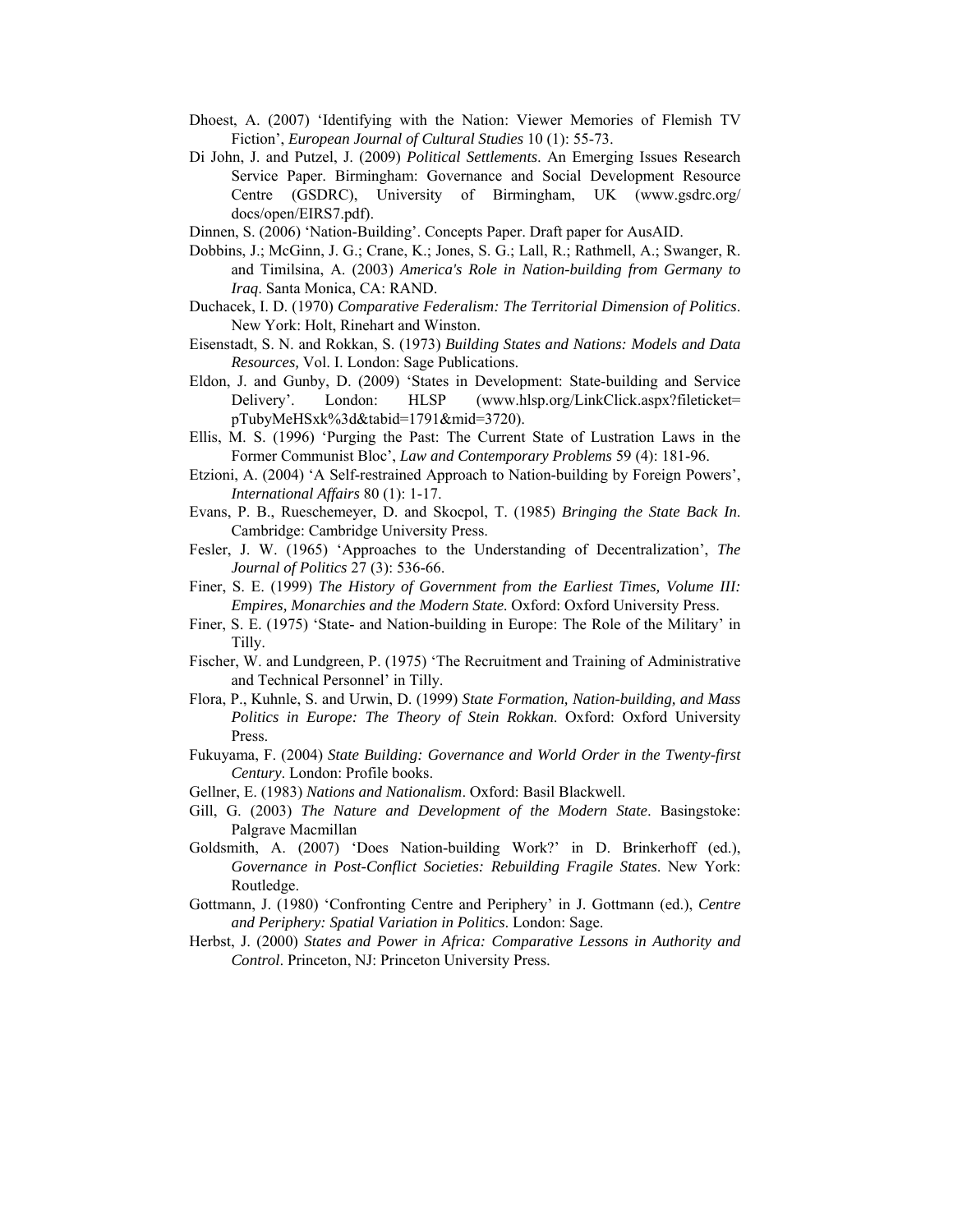Dhoest, A. (2007) 'Identifying with the Nation: Viewer Memories of Flemish TV Fiction', *European Journal of Cultural Studies* 10 (1): 55-73.

Di John, J. and Putzel, J. (2009) *Political Settlements*. An Emerging Issues Research Service Paper. Birmingham: Governance and Social Development Resource Centre (GSDRC), University of Birmingham, UK (www.gsdrc.org/docs/open/EIRS7.pdf).

Dinnen, S. (2006) 'Nation-Building'. Concepts Paper. Draft paper for AusAID.

Dobbins, J.; McGinn, J. G.; Crane, K.; Jones, S. G.; Lall, R.; Rathmell, A.; Swanger, R. and Timilsina, A. (2003) *America's Role in Nation-building from Germany to Iraq*. Santa Monica, CA: RAND.

Duchacek, I. D. (1970) *Comparative Federalism: The Territorial Dimension of Politics*. New York: Holt, Rinehart and Winston.

Eisenstadt, S. N. and Rokkan, S. (1973) *Building States and Nations: Models and Data Resources,* Vol. I. London: Sage Publications.

Eldon, J. and Gunby, D. (2009) 'States in Development: State-building and Service Delivery'. London: HLSP (www.hlsp.org/LinkClick.aspx?fileticket=pTubyMeHSxk%3d&tabid=1791&mid=3720).

Ellis, M. S. (1996) 'Purging the Past: The Current State of Lustration Laws in the Former Communist Bloc', *Law and Contemporary Problems* 59 (4): 181-96.

Etzioni, A. (2004) 'A Self-restrained Approach to Nation-building by Foreign Powers', *International Affairs* 80 (1): 1-17.

Evans, P. B., Rueschemeyer, D. and Skocpol, T. (1985) *Bringing the State Back In*. Cambridge: Cambridge University Press.

Fesler, J. W. (1965) 'Approaches to the Understanding of Decentralization', *The Journal of Politics* 27 (3): 536-66.

Finer, S. E. (1999) *The History of Government from the Earliest Times, Volume III: Empires, Monarchies and the Modern State.* Oxford: Oxford University Press.

Finer, S. E. (1975) 'State- and Nation-building in Europe: The Role of the Military' in Tilly.

Fischer, W. and Lundgreen, P. (1975) 'The Recruitment and Training of Administrative and Technical Personnel' in Tilly.

Flora, P., Kuhnle, S. and Urwin, D. (1999) *State Formation, Nation-building, and Mass Politics in Europe: The Theory of Stein Rokkan*. Oxford: Oxford University Press.

Fukuyama, F. (2004) *State Building: Governance and World Order in the Twenty-first Century*. London: Profile books.

Gellner, E. (1983) *Nations and Nationalism*. Oxford: Basil Blackwell.

Gill, G. (2003) *The Nature and Development of the Modern State*. Basingstoke: Palgrave Macmillan

Goldsmith, A. (2007) 'Does Nation-building Work?' in D. Brinkerhoff (ed.), *Governance in Post-Conflict Societies: Rebuilding Fragile States*. New York: Routledge.

Gottmann, J. (1980) 'Confronting Centre and Periphery' in J. Gottmann (ed.), *Centre and Periphery: Spatial Variation in Politics*. London: Sage.

Herbst, J. (2000) *States and Power in Africa: Comparative Lessons in Authority and Control*. Princeton, NJ: Princeton University Press.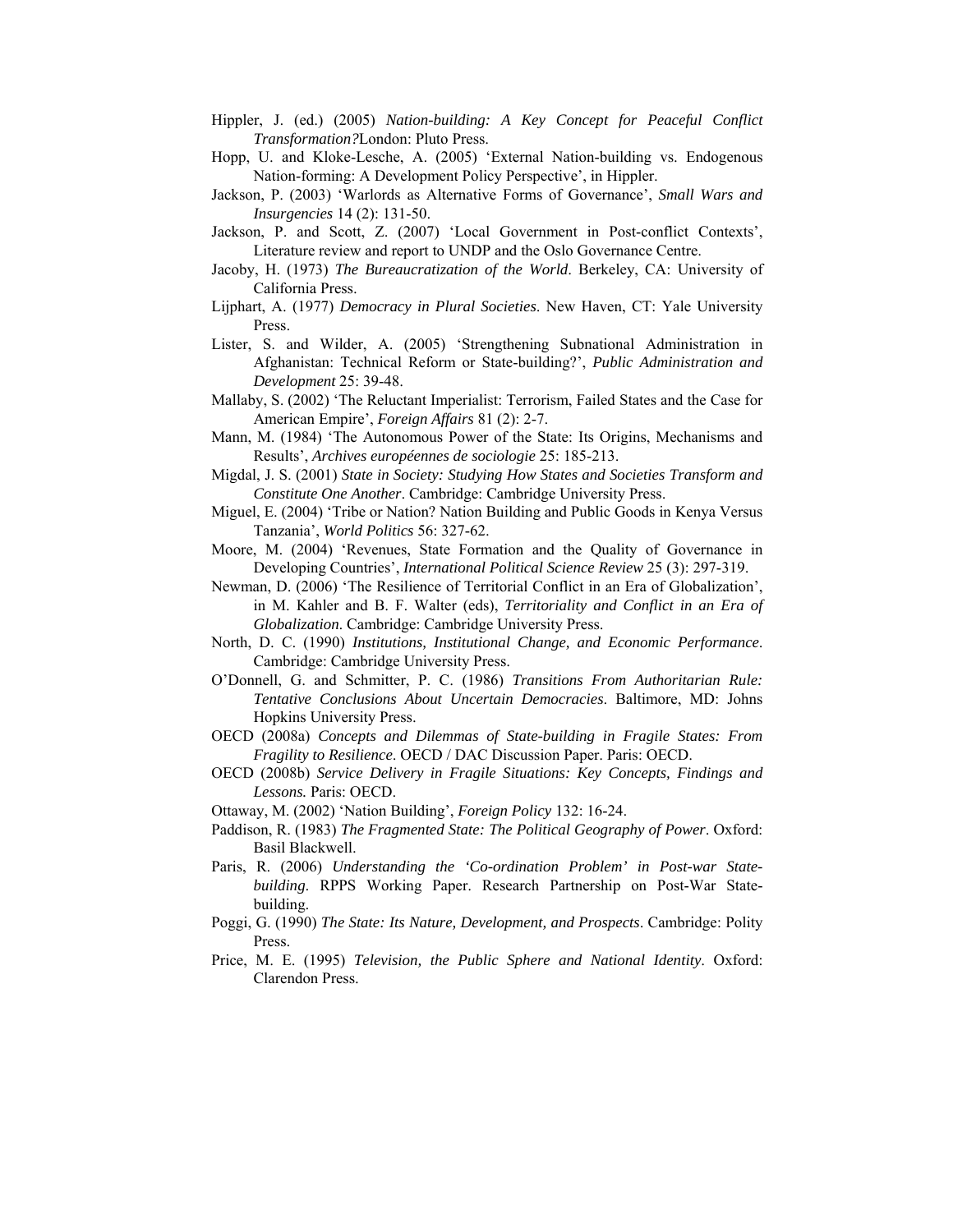Hippler, J. (ed.) (2005) *Nation-building: A Key Concept for Peaceful Conflict Transformation?*London: Pluto Press.

Hopp, U. and Kloke-Lesche, A. (2005) 'External Nation-building vs. Endogenous Nation-forming: A Development Policy Perspective', in Hippler.

Jackson, P. (2003) 'Warlords as Alternative Forms of Governance', *Small Wars and Insurgencies* 14 (2): 131-50.

Jackson, P. and Scott, Z. (2007) 'Local Government in Post-conflict Contexts', Literature review and report to UNDP and the Oslo Governance Centre.

Jacoby, H. (1973) *The Bureaucratization of the World*. Berkeley, CA: University of California Press.

Lijphart, A. (1977) *Democracy in Plural Societies*. New Haven, CT: Yale University Press.

Lister, S. and Wilder, A. (2005) 'Strengthening Subnational Administration in Afghanistan: Technical Reform or State-building?', *Public Administration and Development* 25: 39-48.

Mallaby, S. (2002) 'The Reluctant Imperialist: Terrorism, Failed States and the Case for American Empire', *Foreign Affairs* 81 (2): 2-7.

Mann, M. (1984) 'The Autonomous Power of the State: Its Origins, Mechanisms and Results', *Archives européennes de sociologie* 25: 185-213.

Migdal, J. S. (2001) *State in Society: Studying How States and Societies Transform and Constitute One Another*. Cambridge: Cambridge University Press.

Miguel, E. (2004) 'Tribe or Nation? Nation Building and Public Goods in Kenya Versus Tanzania', *World Politics* 56: 327-62.

Moore, M. (2004) 'Revenues, State Formation and the Quality of Governance in Developing Countries', *International Political Science Review* 25 (3): 297-319.

Newman, D. (2006) 'The Resilience of Territorial Conflict in an Era of Globalization', in M. Kahler and B. F. Walter (eds), *Territoriality and Conflict in an Era of Globalization*. Cambridge: Cambridge University Press.

North, D. C. (1990) *Institutions, Institutional Change, and Economic Performance*. Cambridge: Cambridge University Press.

O'Donnell, G. and Schmitter, P. C. (1986) *Transitions From Authoritarian Rule: Tentative Conclusions About Uncertain Democracies*. Baltimore, MD: Johns Hopkins University Press.

OECD (2008a) *Concepts and Dilemmas of State-building in Fragile States: From Fragility to Resilience*. OECD / DAC Discussion Paper. Paris: OECD.

OECD (2008b) *Service Delivery in Fragile Situations: Key Concepts, Findings and Lessons.* Paris: OECD.

Ottaway, M. (2002) 'Nation Building', *Foreign Policy* 132: 16-24.

Paddison, R. (1983) *The Fragmented State: The Political Geography of Power*. Oxford: Basil Blackwell.

Paris, R. (2006) *Understanding the 'Co-ordination Problem' in Post-war State-building*. RPPS Working Paper. Research Partnership on Post-War State-building.

Poggi, G. (1990) *The State: Its Nature, Development, and Prospects*. Cambridge: Polity Press.

Price, M. E. (1995) *Television, the Public Sphere and National Identity*. Oxford: Clarendon Press.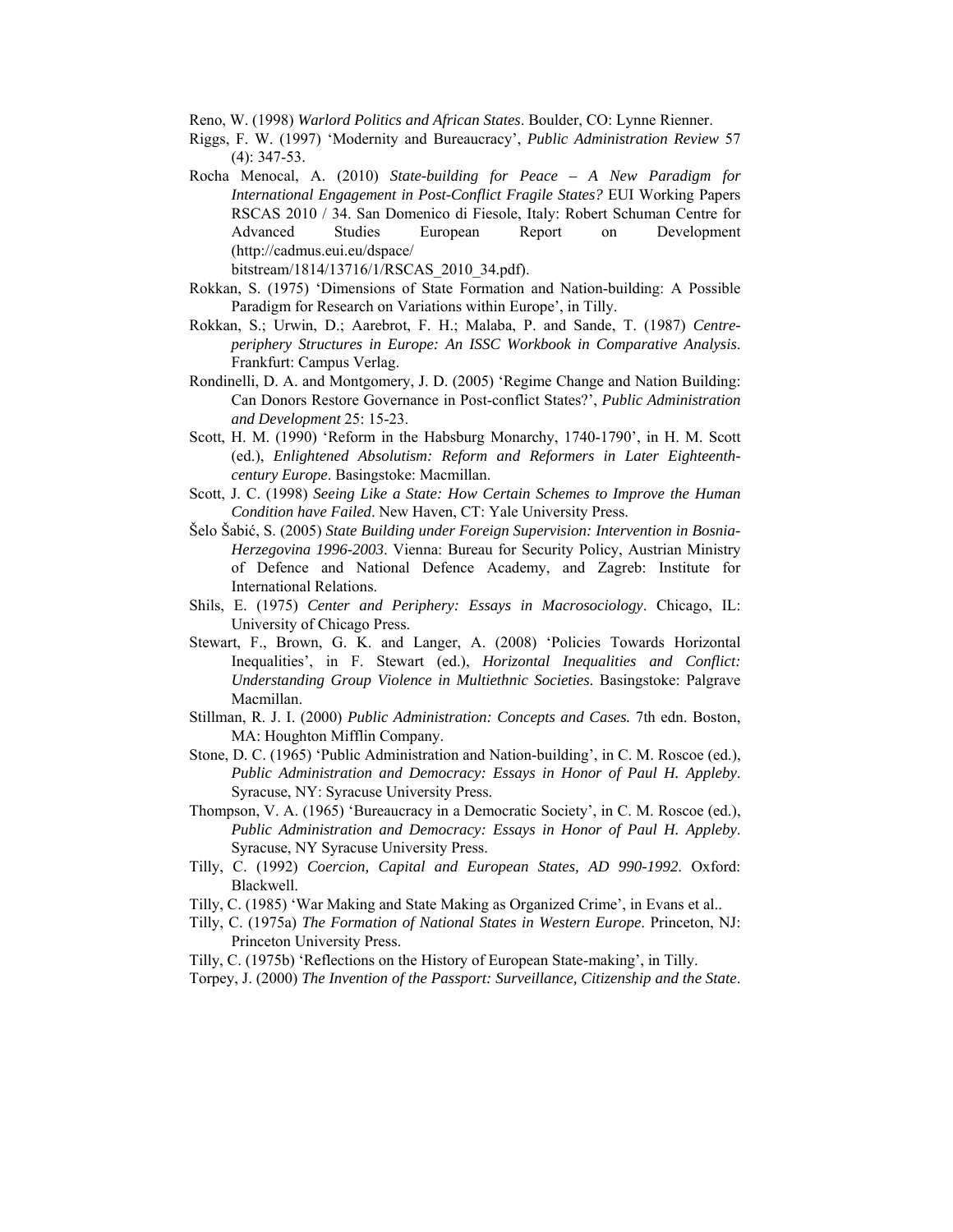Reno, W. (1998) *Warlord Politics and African States*. Boulder, CO: Lynne Rienner.

Riggs, F. W. (1997) 'Modernity and Bureaucracy', *Public Administration Review* 57 (4): 347-53.

Rocha Menocal, A. (2010) *State-building for Peace – A New Paradigm for International Engagement in Post-Conflict Fragile States?* EUI Working Papers RSCAS 2010 / 34. San Domenico di Fiesole, Italy: Robert Schuman Centre for Advanced Studies European Report on Development (http://cadmus.eui.eu/dspace/bitstream/1814/13716/1/RSCAS_2010_34.pdf).

Rokkan, S. (1975) 'Dimensions of State Formation and Nation-building: A Possible Paradigm for Research on Variations within Europe', in Tilly.

Rokkan, S.; Urwin, D.; Aarebrot, F. H.; Malaba, P. and Sande, T. (1987) *Centre-periphery Structures in Europe: An ISSC Workbook in Comparative Analysis*. Frankfurt: Campus Verlag.

Rondinelli, D. A. and Montgomery, J. D. (2005) 'Regime Change and Nation Building: Can Donors Restore Governance in Post-conflict States?', *Public Administration and Development* 25: 15-23.

Scott, H. M. (1990) 'Reform in the Habsburg Monarchy, 1740-1790', in H. M. Scott (ed.), *Enlightened Absolutism: Reform and Reformers in Later Eighteenth-century Europe*. Basingstoke: Macmillan.

Scott, J. C. (1998) *Seeing Like a State: How Certain Schemes to Improve the Human Condition have Failed*. New Haven, CT: Yale University Press.

Šelo Šabić, S. (2005) *State Building under Foreign Supervision: Intervention in Bosnia-Herzegovina 1996-2003*. Vienna: Bureau for Security Policy, Austrian Ministry of Defence and National Defence Academy, and Zagreb: Institute for International Relations.

Shils, E. (1975) *Center and Periphery: Essays in Macrosociology*. Chicago, IL: University of Chicago Press.

Stewart, F., Brown, G. K. and Langer, A. (2008) 'Policies Towards Horizontal Inequalities', in F. Stewart (ed.), *Horizontal Inequalities and Conflict: Understanding Group Violence in Multiethnic Societies*. Basingstoke: Palgrave Macmillan.

Stillman, R. J. I. (2000) *Public Administration: Concepts and Cases.* 7th edn. Boston, MA: Houghton Mifflin Company.

Stone, D. C. (1965) 'Public Administration and Nation-building', in C. M. Roscoe (ed.), *Public Administration and Democracy: Essays in Honor of Paul H. Appleby*. Syracuse, NY: Syracuse University Press.

Thompson, V. A. (1965) 'Bureaucracy in a Democratic Society', in C. M. Roscoe (ed.), *Public Administration and Democracy: Essays in Honor of Paul H. Appleby*. Syracuse, NY Syracuse University Press.

Tilly, C. (1992) *Coercion, Capital and European States, AD 990-1992*. Oxford: Blackwell.

Tilly, C. (1985) 'War Making and State Making as Organized Crime', in Evans et al..

Tilly, C. (1975a) *The Formation of National States in Western Europe*. Princeton, NJ: Princeton University Press.

Tilly, C. (1975b) 'Reflections on the History of European State-making', in Tilly.

Torpey, J. (2000) *The Invention of the Passport: Surveillance, Citizenship and the State*.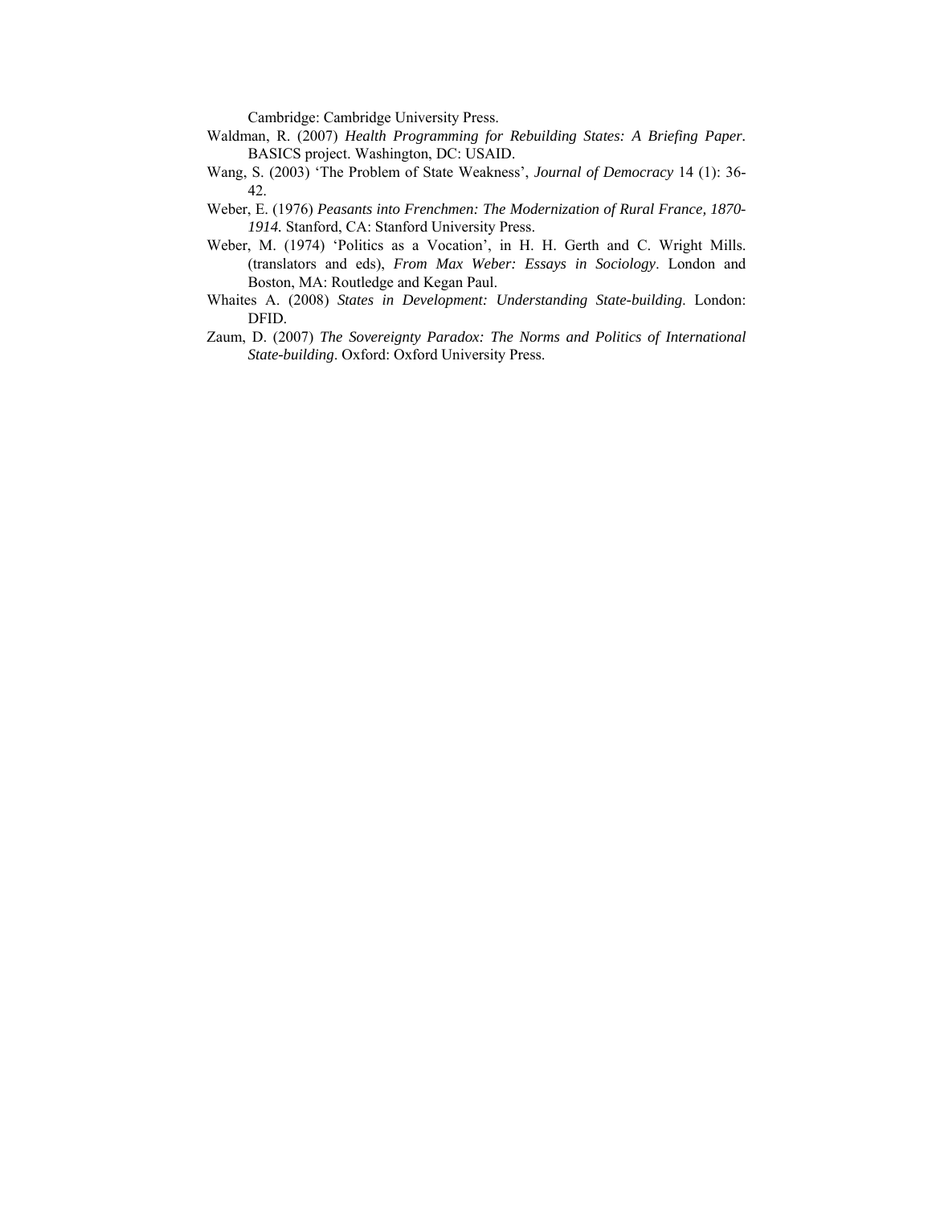Cambridge: Cambridge University Press.

Waldman, R. (2007) *Health Programming for Rebuilding States: A Briefing Paper*. BASICS project. Washington, DC: USAID.

Wang, S. (2003) 'The Problem of State Weakness', *Journal of Democracy* 14 (1): 36-42.

Weber, E. (1976) *Peasants into Frenchmen: The Modernization of Rural France, 1870-1914.* Stanford, CA: Stanford University Press.

Weber, M. (1974) 'Politics as a Vocation', in H. H. Gerth and C. Wright Mills. (translators and eds), *From Max Weber: Essays in Sociology*. London and Boston, MA: Routledge and Kegan Paul.

Whaites A. (2008) *States in Development: Understanding State-building*. London: DFID.

Zaum, D. (2007) *The Sovereignty Paradox: The Norms and Politics of International State-building*. Oxford: Oxford University Press.